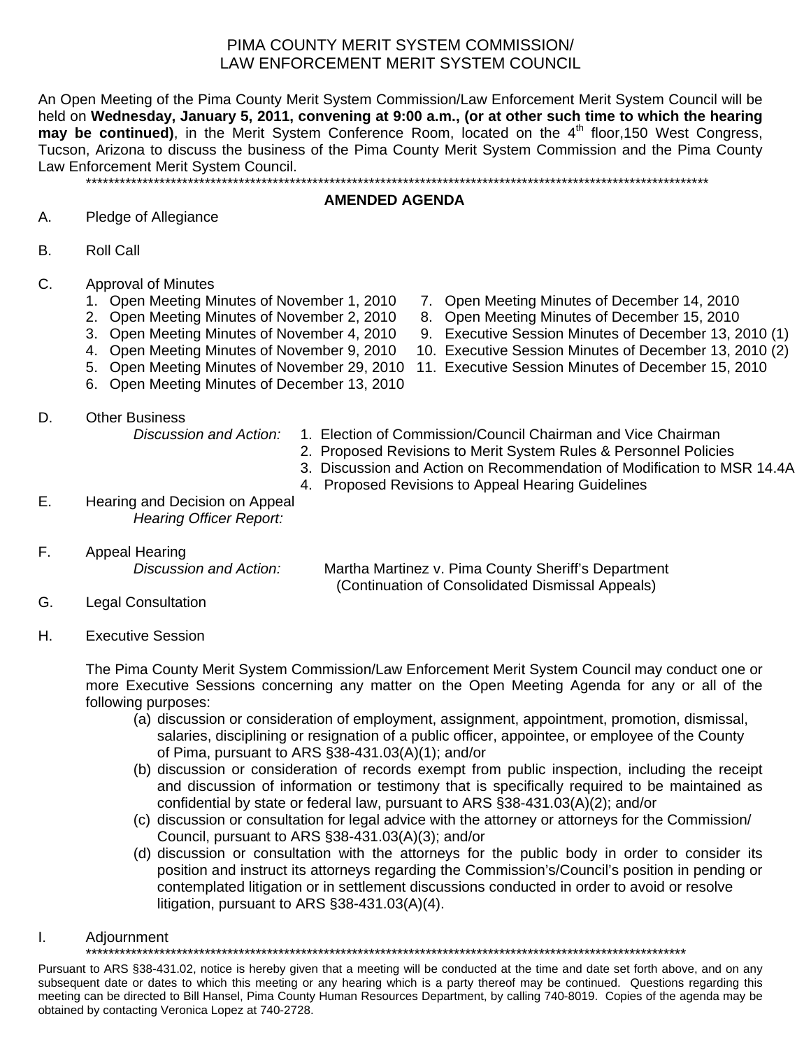# PIMA COUNTY MERIT SYSTEM COMMISSION/ LAW ENFORCEMENT MERIT SYSTEM COUNCIL

An Open Meeting of the Pima County Merit System Commission/Law Enforcement Merit System Council will be held on **Wednesday, January 5, 2011, convening at 9:00 a.m., (or at other such time to which the hearing may be continued)**, in the Merit System Conference Room, located on the 4th floor,150 West Congress, Tucson, Arizona to discuss the business of the Pima County Merit System Commission and the Pima County Law Enforcement Merit System Council.

\*\*\*\*\*\*\*\*\*\*\*\*\*\*\*\*\*\*\*\*\*\*\*\*\*\*\*\*\*\*\*\*\*\*\*\*\*\*\*\*\*\*\*\*\*\*\*\*\*\*\*\*\*\*\*\*\*\*\*\*\*\*\*\*\*\*\*\*\*\*\*\*\*\*\*\*\*\*\*\*\*\*\*\*\*\*\*\*\*\*\*\*\*\*\*\*\*\*\*\*\*\*\*\*\*\*\*\*

## AMENDED AGENDA

A. Pledge of Allegiance

B. Roll Call

C. Approval of Minutes
   1. Open Meeting Minutes of November 1, 2010
   2. Open Meeting Minutes of November 2, 2010
   3. Open Meeting Minutes of November 4, 2010
   4. Open Meeting Minutes of November 9, 2010
   5. Open Meeting Minutes of November 29, 2010
   6. Open Meeting Minutes of December 13, 2010
   7. Open Meeting Minutes of December 14, 2010
   8. Open Meeting Minutes of December 15, 2010
   9. Executive Session Minutes of December 13, 2010 (1)
   10. Executive Session Minutes of December 13, 2010 (2)
   11. Executive Session Minutes of December 15, 2010

D. Other Business
   *Discussion and Action:*
   1. Election of Commission/Council Chairman and Vice Chairman
   2. Proposed Revisions to Merit System Rules & Personnel Policies
   3. Discussion and Action on Recommendation of Modification to MSR 14.4A
   4. Proposed Revisions to Appeal Hearing Guidelines

E. Hearing and Decision on Appeal
   *Hearing Officer Report:*

F. Appeal Hearing
   *Discussion and Action:* Martha Martinez v. Pima County Sheriff's Department (Continuation of Consolidated Dismissal Appeals)

G. Legal Consultation

H. Executive Session

   The Pima County Merit System Commission/Law Enforcement Merit System Council may conduct one or more Executive Sessions concerning any matter on the Open Meeting Agenda for any or all of the following purposes:

   (a) discussion or consideration of employment, assignment, appointment, promotion, dismissal, salaries, disciplining or resignation of a public officer, appointee, or employee of the County of Pima, pursuant to ARS §38-431.03(A)(1); and/or
   (b) discussion or consideration of records exempt from public inspection, including the receipt and discussion of information or testimony that is specifically required to be maintained as confidential by state or federal law, pursuant to ARS §38-431.03(A)(2); and/or
   (c) discussion or consultation for legal advice with the attorney or attorneys for the Commission/ Council, pursuant to ARS §38-431.03(A)(3); and/or
   (d) discussion or consultation with the attorneys for the public body in order to consider its position and instruct its attorneys regarding the Commission's/Council's position in pending or contemplated litigation or in settlement discussions conducted in order to avoid or resolve litigation, pursuant to ARS §38-431.03(A)(4).

I. Adjournment

\*\*\*\*\*\*\*\*\*\*\*\*\*\*\*\*\*\*\*\*\*\*\*\*\*\*\*\*\*\*\*\*\*\*\*\*\*\*\*\*\*\*\*\*\*\*\*\*\*\*\*\*\*\*\*\*\*\*\*\*\*\*\*\*\*\*\*\*\*\*\*\*\*\*\*\*\*\*\*\*\*\*\*\*\*\*\*\*\*\*\*\*\*\*\*\*\*\*\*\*\*\*\*\*\*

Pursuant to ARS §38-431.02, notice is hereby given that a meeting will be conducted at the time and date set forth above, and on any subsequent date or dates to which this meeting or any hearing which is a party thereof may be continued. Questions regarding this meeting can be directed to Bill Hansel, Pima County Human Resources Department, by calling 740-8019. Copies of the agenda may be obtained by contacting Veronica Lopez at 740-2728.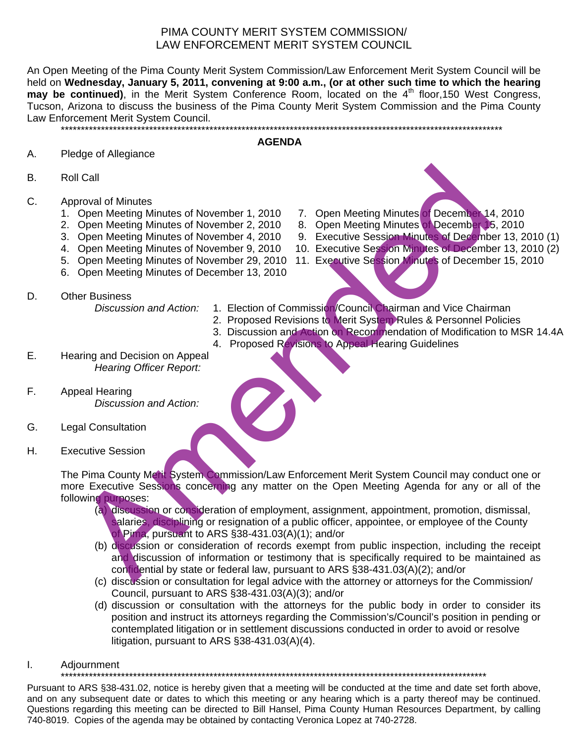# PIMA COUNTY MERIT SYSTEM COMMISSION/ LAW ENFORCEMENT MERIT SYSTEM COUNCIL

An Open Meeting of the Pima County Merit System Commission/Law Enforcement Merit System Council will be held on **Wednesday, January 5, 2011, convening at 9:00 a.m., (or at other such time to which the hearing may be continued)**, in the Merit System Conference Room, located on the 4th floor,150 West Congress, Tucson, Arizona to discuss the business of the Pima County Merit System Commission and the Pima County Law Enforcement Merit System Council.

\*\*\*\*\*\*\*\*\*\*\*\*\*\*\*\*\*\*\*\*\*\*\*\*\*\*\*\*\*\*\*\*\*\*\*\*\*\*\*\*\*\*\*\*\*\*\*\*\*\*\*\*\*\*\*\*\*\*\*\*\*\*\*\*\*\*\*\*\*\*\*\*\*\*\*\*\*\*\*\*\*\*\*\*\*\*\*\*\*\*\*\*\*\*\*\*\*\*\*\*\*\*\*\*\*\*\*\*\*\*\*\*\*

## AGENDA

A. Pledge of Allegiance

B. Roll Call

C. Approval of Minutes
1. Open Meeting Minutes of November 1, 2010
2. Open Meeting Minutes of November 2, 2010
3. Open Meeting Minutes of November 4, 2010
4. Open Meeting Minutes of November 9, 2010
5. Open Meeting Minutes of November 29, 2010
6. Open Meeting Minutes of December 13, 2010
7. Open Meeting Minutes of December 14, 2010
8. Open Meeting Minutes of December 15, 2010
9. Executive Session Minutes of December 13, 2010 (1)
10. Executive Session Minutes of December 13, 2010 (2)
11. Executive Session Minutes of December 15, 2010

D. Other Business
*Discussion and Action:*
1. Election of Commission/Council Chairman and Vice Chairman
2. Proposed Revisions to Merit System Rules & Personnel Policies
3. Discussion and Action on Recommendation of Modification to MSR 14.4A
4. Proposed Revisions to Appeal Hearing Guidelines

E. Hearing and Decision on Appeal
*Hearing Officer Report:*

F. Appeal Hearing
*Discussion and Action:*

G. Legal Consultation

H. Executive Session

The Pima County Merit System Commission/Law Enforcement Merit System Council may conduct one or more Executive Sessions concerning any matter on the Open Meeting Agenda for any or all of the following purposes:

(a) discussion or consideration of employment, assignment, appointment, promotion, dismissal, salaries, disciplining or resignation of a public officer, appointee, or employee of the County of Pima, pursuant to ARS §38-431.03(A)(1); and/or

(b) discussion or consideration of records exempt from public inspection, including the receipt and discussion of information or testimony that is specifically required to be maintained as confidential by state or federal law, pursuant to ARS §38-431.03(A)(2); and/or

(c) discussion or consultation for legal advice with the attorney or attorneys for the Commission/ Council, pursuant to ARS §38-431.03(A)(3); and/or

(d) discussion or consultation with the attorneys for the public body in order to consider its position and instruct its attorneys regarding the Commission's/Council's position in pending or contemplated litigation or in settlement discussions conducted in order to avoid or resolve litigation, pursuant to ARS §38-431.03(A)(4).

I. Adjournment

\*\*\*\*\*\*\*\*\*\*\*\*\*\*\*\*\*\*\*\*\*\*\*\*\*\*\*\*\*\*\*\*\*\*\*\*\*\*\*\*\*\*\*\*\*\*\*\*\*\*\*\*\*\*\*\*\*\*\*\*\*\*\*\*\*\*\*\*\*\*\*\*\*\*\*\*\*\*\*\*\*\*\*\*\*\*\*\*\*\*\*\*\*\*\*\*\*\*\*\*\*\*\*\*\*\*\*\*\*\*

Pursuant to ARS §38-431.02, notice is hereby given that a meeting will be conducted at the time and date set forth above, and on any subsequent date or dates to which this meeting or any hearing which is a party thereof may be continued. Questions regarding this meeting can be directed to Bill Hansel, Pima County Human Resources Department, by calling 740-8019. Copies of the agenda may be obtained by contacting Veronica Lopez at 740-2728.

Amended